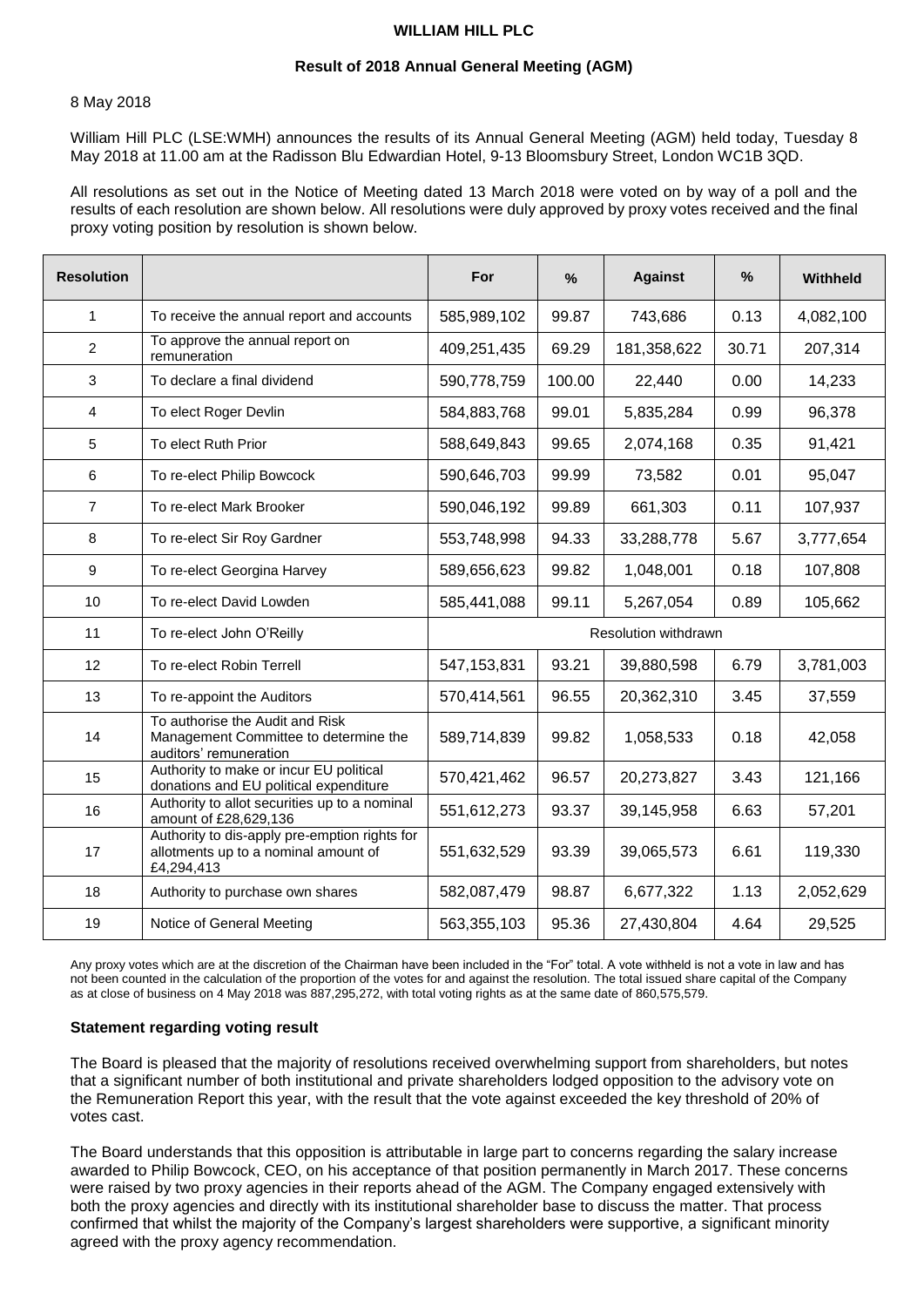# WILLIAM HILL PLC

## Result of 2018 Annual General Meeting (AGM)

8 May 2018

William Hill PLC (LSE:WMH) announces the results of its Annual General Meeting (AGM) held today, Tuesday 8 May 2018 at 11.00 am at the Radisson Blu Edwardian Hotel, 9-13 Bloomsbury Street, London WC1B 3QD.

All resolutions as set out in the Notice of Meeting dated 13 March 2018 were voted on by way of a poll and the results of each resolution are shown below. All resolutions were duly approved by proxy votes received and the final proxy voting position by resolution is shown below.

| Resolution | | For | % | Against | % | Withheld |
|---|---|---|---|---|---|---|
| 1 | To receive the annual report and accounts | 585,989,102 | 99.87 | 743,686 | 0.13 | 4,082,100 |
| 2 | To approve the annual report on remuneration | 409,251,435 | 69.29 | 181,358,622 | 30.71 | 207,314 |
| 3 | To declare a final dividend | 590,778,759 | 100.00 | 22,440 | 0.00 | 14,233 |
| 4 | To elect Roger Devlin | 584,883,768 | 99.01 | 5,835,284 | 0.99 | 96,378 |
| 5 | To elect Ruth Prior | 588,649,843 | 99.65 | 2,074,168 | 0.35 | 91,421 |
| 6 | To re-elect Philip Bowcock | 590,646,703 | 99.99 | 73,582 | 0.01 | 95,047 |
| 7 | To re-elect Mark Brooker | 590,046,192 | 99.89 | 661,303 | 0.11 | 107,937 |
| 8 | To re-elect Sir Roy Gardner | 553,748,998 | 94.33 | 33,288,778 | 5.67 | 3,777,654 |
| 9 | To re-elect Georgina Harvey | 589,656,623 | 99.82 | 1,048,001 | 0.18 | 107,808 |
| 10 | To re-elect David Lowden | 585,441,088 | 99.11 | 5,267,054 | 0.89 | 105,662 |
| 11 | To re-elect John O'Reilly | Resolution withdrawn | | | | |
| 12 | To re-elect Robin Terrell | 547,153,831 | 93.21 | 39,880,598 | 6.79 | 3,781,003 |
| 13 | To re-appoint the Auditors | 570,414,561 | 96.55 | 20,362,310 | 3.45 | 37,559 |
| 14 | To authorise the Audit and Risk Management Committee to determine the auditors' remuneration | 589,714,839 | 99.82 | 1,058,533 | 0.18 | 42,058 |
| 15 | Authority to make or incur EU political donations and EU political expenditure | 570,421,462 | 96.57 | 20,273,827 | 3.43 | 121,166 |
| 16 | Authority to allot securities up to a nominal amount of £28,629,136 | 551,612,273 | 93.37 | 39,145,958 | 6.63 | 57,201 |
| 17 | Authority to dis-apply pre-emption rights for allotments up to a nominal amount of £4,294,413 | 551,632,529 | 93.39 | 39,065,573 | 6.61 | 119,330 |
| 18 | Authority to purchase own shares | 582,087,479 | 98.87 | 6,677,322 | 1.13 | 2,052,629 |
| 19 | Notice of General Meeting | 563,355,103 | 95.36 | 27,430,804 | 4.64 | 29,525 |

Any proxy votes which are at the discretion of the Chairman have been included in the "For" total. A vote withheld is not a vote in law and has not been counted in the calculation of the proportion of the votes for and against the resolution. The total issued share capital of the Company as at close of business on 4 May 2018 was 887,295,272, with total voting rights as at the same date of 860,575,579.

### Statement regarding voting result

The Board is pleased that the majority of resolutions received overwhelming support from shareholders, but notes that a significant number of both institutional and private shareholders lodged opposition to the advisory vote on the Remuneration Report this year, with the result that the vote against exceeded the key threshold of 20% of votes cast.

The Board understands that this opposition is attributable in large part to concerns regarding the salary increase awarded to Philip Bowcock, CEO, on his acceptance of that position permanently in March 2017. These concerns were raised by two proxy agencies in their reports ahead of the AGM. The Company engaged extensively with both the proxy agencies and directly with its institutional shareholder base to discuss the matter. That process confirmed that whilst the majority of the Company's largest shareholders were supportive, a significant minority agreed with the proxy agency recommendation.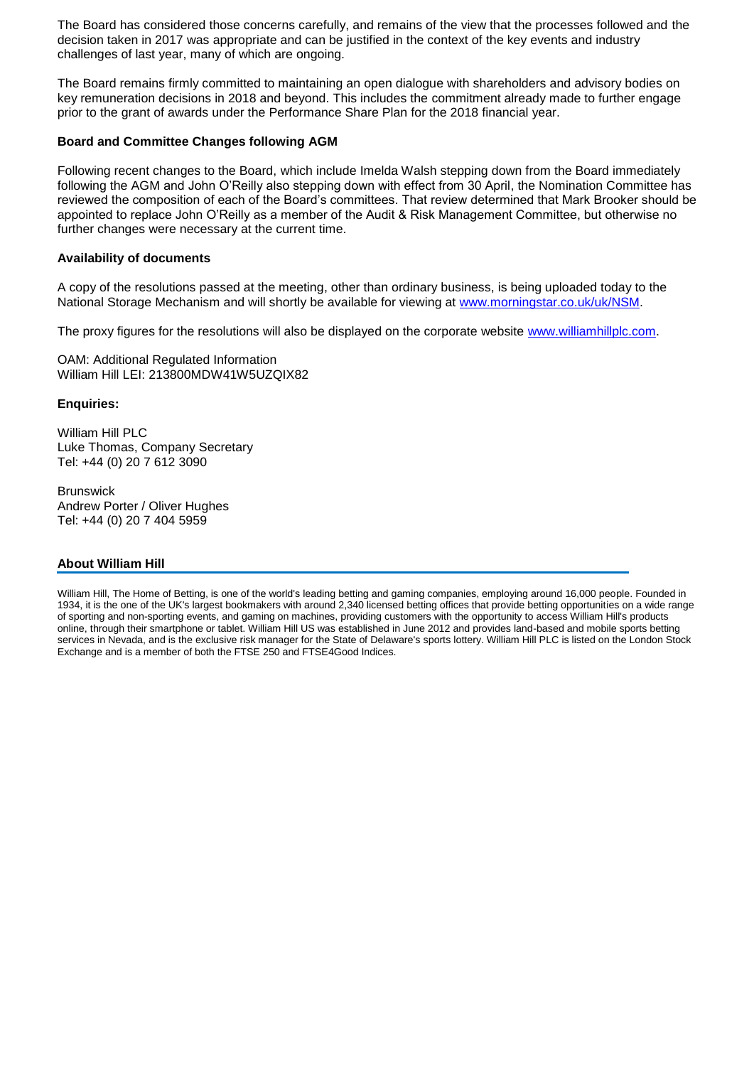The Board has considered those concerns carefully, and remains of the view that the processes followed and the decision taken in 2017 was appropriate and can be justified in the context of the key events and industry challenges of last year, many of which are ongoing.

The Board remains firmly committed to maintaining an open dialogue with shareholders and advisory bodies on key remuneration decisions in 2018 and beyond. This includes the commitment already made to further engage prior to the grant of awards under the Performance Share Plan for the 2018 financial year.

**Board and Committee Changes following AGM**

Following recent changes to the Board, which include Imelda Walsh stepping down from the Board immediately following the AGM and John O'Reilly also stepping down with effect from 30 April, the Nomination Committee has reviewed the composition of each of the Board's committees. That review determined that Mark Brooker should be appointed to replace John O'Reilly as a member of the Audit & Risk Management Committee, but otherwise no further changes were necessary at the current time.

**Availability of documents**

A copy of the resolutions passed at the meeting, other than ordinary business, is being uploaded today to the National Storage Mechanism and will shortly be available for viewing at www.morningstar.co.uk/uk/NSM.

The proxy figures for the resolutions will also be displayed on the corporate website www.williamhillplc.com.

OAM: Additional Regulated Information
William Hill LEI: 213800MDW41W5UZQIX82

**Enquiries:**

William Hill PLC
Luke Thomas, Company Secretary
Tel: +44 (0) 20 7 612 3090

Brunswick
Andrew Porter / Oliver Hughes
Tel: +44 (0) 20 7 404 5959

**About William Hill**

William Hill, The Home of Betting, is one of the world's leading betting and gaming companies, employing around 16,000 people. Founded in 1934, it is the one of the UK's largest bookmakers with around 2,340 licensed betting offices that provide betting opportunities on a wide range of sporting and non-sporting events, and gaming on machines, providing customers with the opportunity to access William Hill's products online, through their smartphone or tablet. William Hill US was established in June 2012 and provides land-based and mobile sports betting services in Nevada, and is the exclusive risk manager for the State of Delaware's sports lottery. William Hill PLC is listed on the London Stock Exchange and is a member of both the FTSE 250 and FTSE4Good Indices.